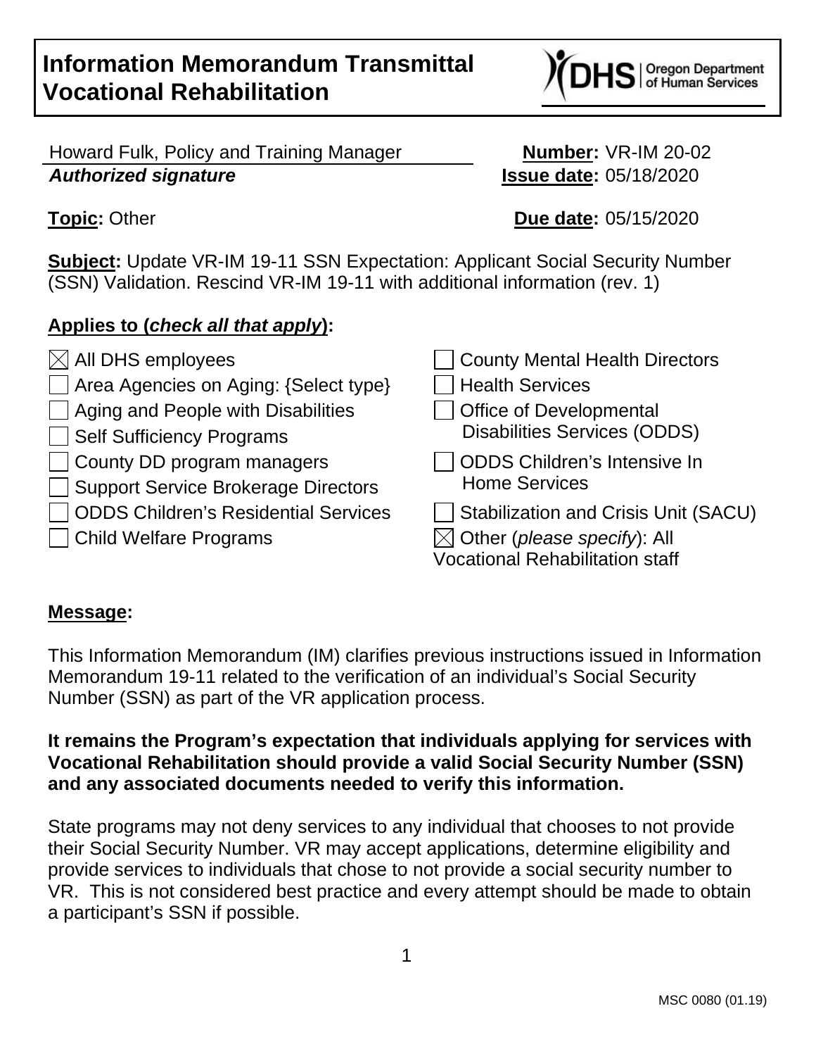# Information Memorandum Transmittal Vocational Rehabilitation

DHS | Oregon Department of Human Services

Howard Fulk, Policy and Training Manager
***Authorized signature***

**Number:** VR-IM 20-02
**Issue date:** 05/18/2020

**Topic:** Other

**Due date:** 05/15/2020

**Subject:** Update VR-IM 19-11 SSN Expectation: Applicant Social Security Number (SSN) Validation. Rescind VR-IM 19-11 with additional information (rev. 1)

**Applies to (*check all that apply*):**

- ☒ All DHS employees
- ☐ Area Agencies on Aging: {Select type}
- ☐ Aging and People with Disabilities
- ☐ Self Sufficiency Programs
- ☐ County DD program managers
- ☐ Support Service Brokerage Directors
- ☐ ODDS Children's Residential Services
- ☐ Child Welfare Programs
- ☐ County Mental Health Directors
- ☐ Health Services
- ☐ Office of Developmental Disabilities Services (ODDS)
- ☐ ODDS Children's Intensive In Home Services
- ☐ Stabilization and Crisis Unit (SACU)
- ☒ Other (*please specify*): All Vocational Rehabilitation staff

**Message:**

This Information Memorandum (IM) clarifies previous instructions issued in Information Memorandum 19-11 related to the verification of an individual's Social Security Number (SSN) as part of the VR application process.

**It remains the Program's expectation that individuals applying for services with Vocational Rehabilitation should provide a valid Social Security Number (SSN) and any associated documents needed to verify this information.**

State programs may not deny services to any individual that chooses to not provide their Social Security Number. VR may accept applications, determine eligibility and provide services to individuals that chose to not provide a social security number to VR. This is not considered best practice and every attempt should be made to obtain a participant's SSN if possible.

MSC 0080 (01.19)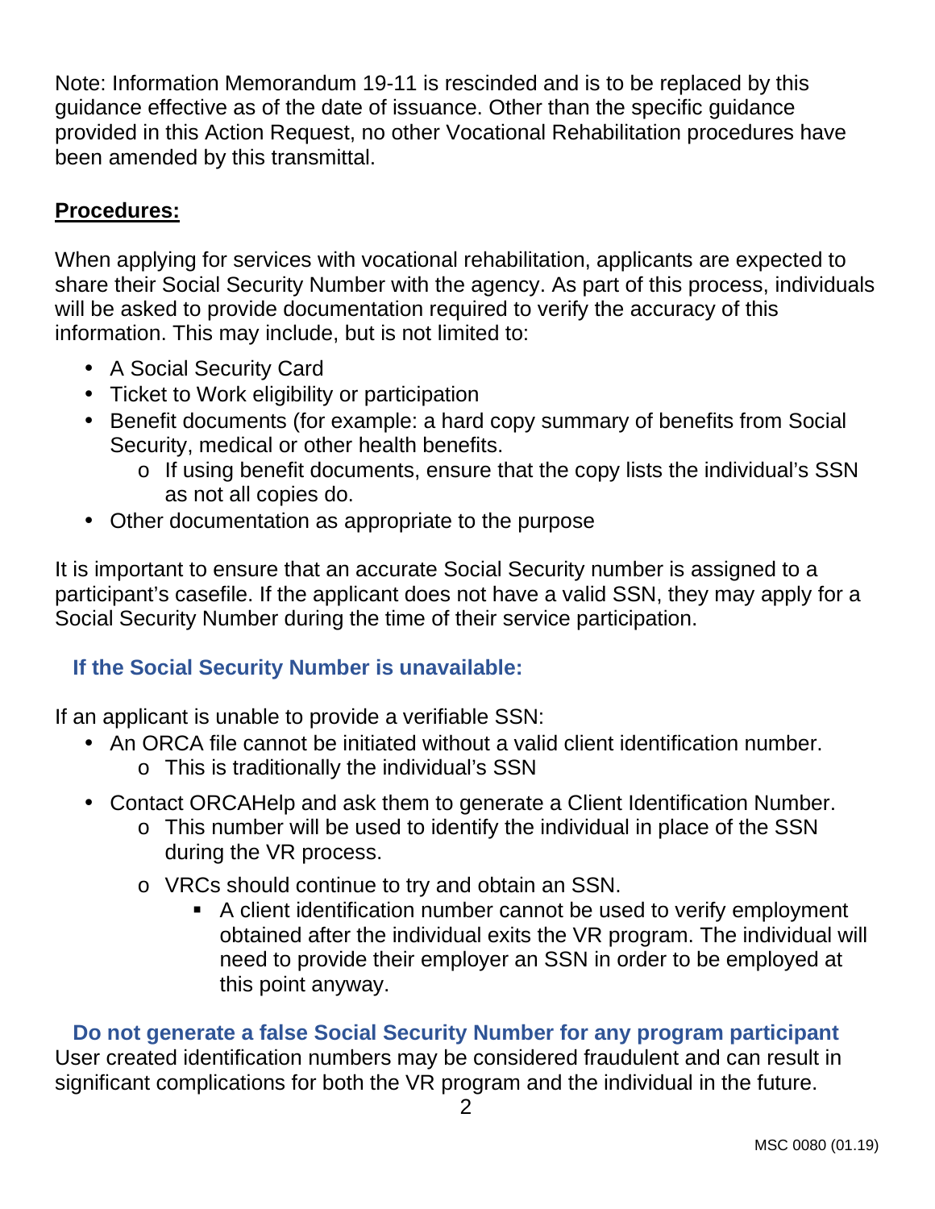Note: Information Memorandum 19-11 is rescinded and is to be replaced by this guidance effective as of the date of issuance. Other than the specific guidance provided in this Action Request, no other Vocational Rehabilitation procedures have been amended by this transmittal.

**Procedures:**

When applying for services with vocational rehabilitation, applicants are expected to share their Social Security Number with the agency. As part of this process, individuals will be asked to provide documentation required to verify the accuracy of this information. This may include, but is not limited to:

- A Social Security Card
- Ticket to Work eligibility or participation
- Benefit documents (for example: a hard copy summary of benefits from Social Security, medical or other health benefits.
  - If using benefit documents, ensure that the copy lists the individual's SSN as not all copies do.
- Other documentation as appropriate to the purpose

It is important to ensure that an accurate Social Security number is assigned to a participant's casefile. If the applicant does not have a valid SSN, they may apply for a Social Security Number during the time of their service participation.

### If the Social Security Number is unavailable:

If an applicant is unable to provide a verifiable SSN:

- An ORCA file cannot be initiated without a valid client identification number.
  - This is traditionally the individual's SSN
- Contact ORCAHelp and ask them to generate a Client Identification Number.
  - This number will be used to identify the individual in place of the SSN during the VR process.
  - VRCs should continue to try and obtain an SSN.
    - A client identification number cannot be used to verify employment obtained after the individual exits the VR program. The individual will need to provide their employer an SSN in order to be employed at this point anyway.

### Do not generate a false Social Security Number for any program participant

User created identification numbers may be considered fraudulent and can result in significant complications for both the VR program and the individual in the future.

MSC 0080 (01.19)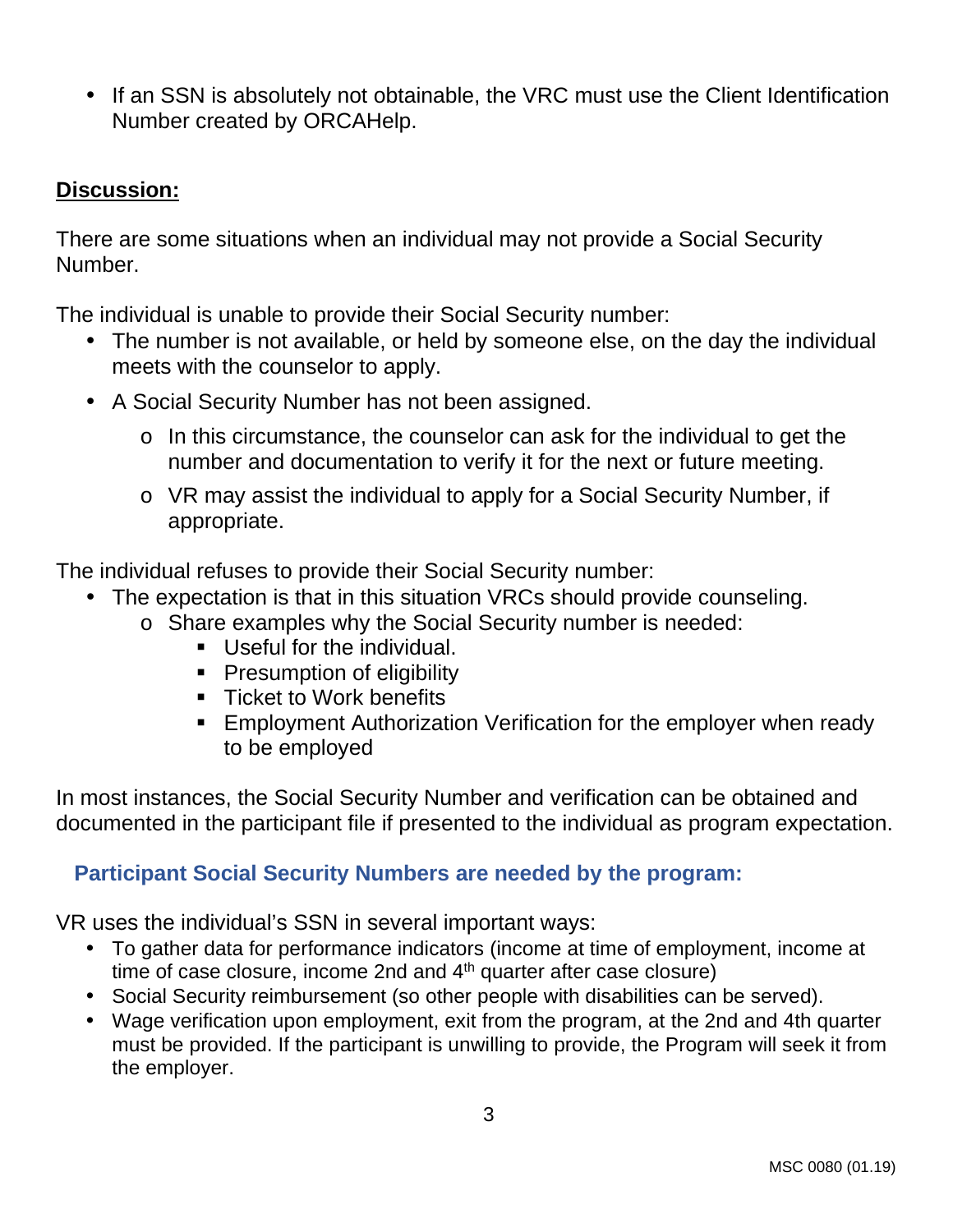- If an SSN is absolutely not obtainable, the VRC must use the Client Identification Number created by ORCAHelp.

## Discussion:

There are some situations when an individual may not provide a Social Security Number.

The individual is unable to provide their Social Security number:

- The number is not available, or held by someone else, on the day the individual meets with the counselor to apply.
- A Social Security Number has not been assigned.
  - In this circumstance, the counselor can ask for the individual to get the number and documentation to verify it for the next or future meeting.
  - VR may assist the individual to apply for a Social Security Number, if appropriate.

The individual refuses to provide their Social Security number:

- The expectation is that in this situation VRCs should provide counseling.
  - Share examples why the Social Security number is needed:
    - Useful for the individual.
    - Presumption of eligibility
    - Ticket to Work benefits
    - Employment Authorization Verification for the employer when ready to be employed

In most instances, the Social Security Number and verification can be obtained and documented in the participant file if presented to the individual as program expectation.

### Participant Social Security Numbers are needed by the program:

VR uses the individual's SSN in several important ways:

- To gather data for performance indicators (income at time of employment, income at time of case closure, income 2nd and 4th quarter after case closure)
- Social Security reimbursement (so other people with disabilities can be served).
- Wage verification upon employment, exit from the program, at the 2nd and 4th quarter must be provided. If the participant is unwilling to provide, the Program will seek it from the employer.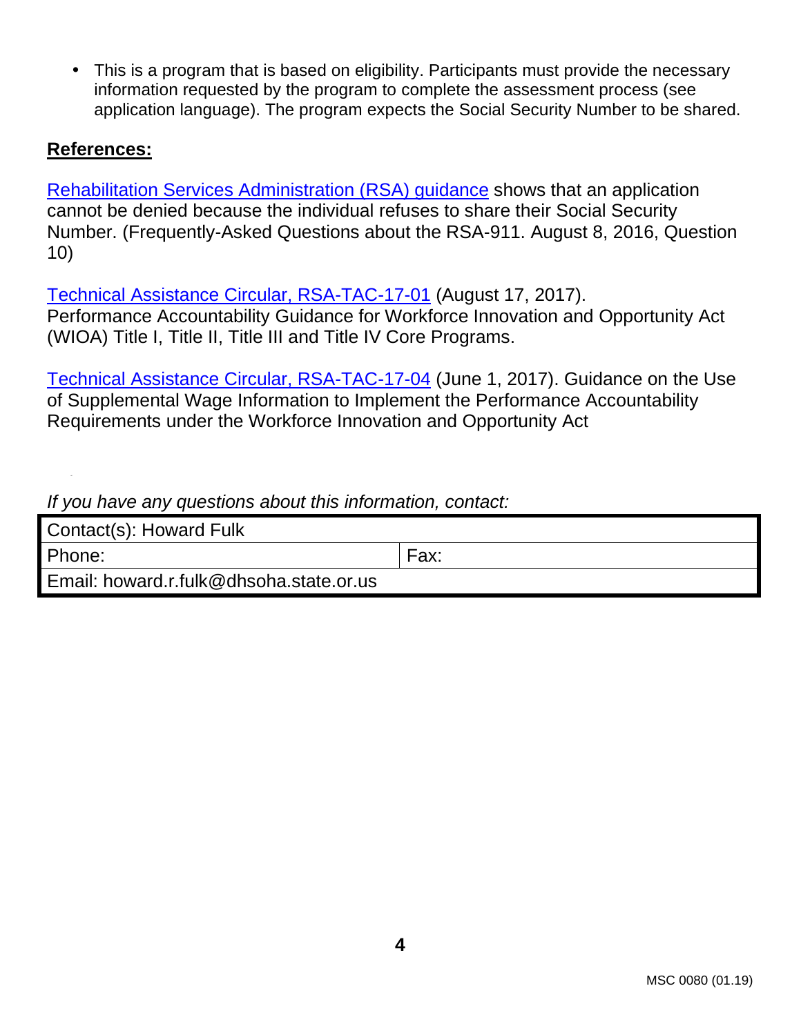- This is a program that is based on eligibility. Participants must provide the necessary information requested by the program to complete the assessment process (see application language). The program expects the Social Security Number to be shared.

**References:**

Rehabilitation Services Administration (RSA) guidance shows that an application cannot be denied because the individual refuses to share their Social Security Number. (Frequently-Asked Questions about the RSA-911. August 8, 2016, Question 10)

Technical Assistance Circular, RSA-TAC-17-01 (August 17, 2017). Performance Accountability Guidance for Workforce Innovation and Opportunity Act (WIOA) Title I, Title II, Title III and Title IV Core Programs.

Technical Assistance Circular, RSA-TAC-17-04 (June 1, 2017). Guidance on the Use of Supplemental Wage Information to Implement the Performance Accountability Requirements under the Workforce Innovation and Opportunity Act

*If you have any questions about this information, contact:*

| | |
|---|---|
| Contact(s): Howard Fulk | |
| Phone: | Fax: |
| Email: howard.r.fulk@dhsoha.state.or.us | |

MSC 0080 (01.19)